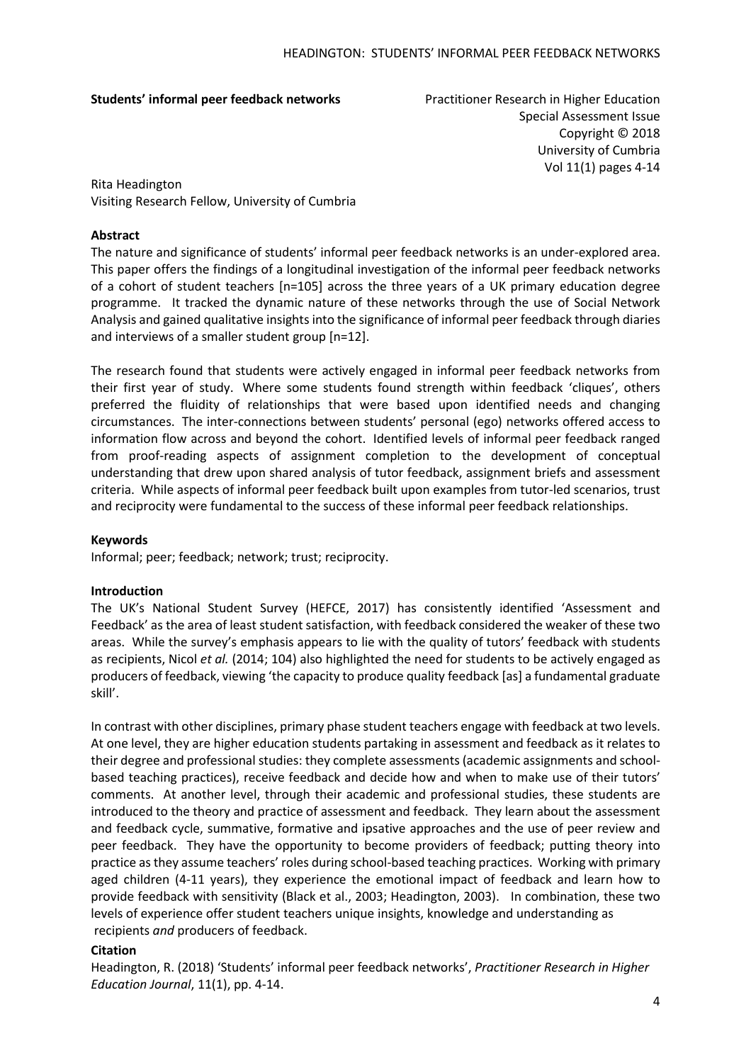**Students' informal peer feedback networks**

Practitioner Research in Higher Education
Special Assessment Issue
Copyright © 2018
University of Cumbria
Vol 11(1) pages 4-14

Rita Headington
Visiting Research Fellow, University of Cumbria

**Abstract**

The nature and significance of students' informal peer feedback networks is an under-explored area. This paper offers the findings of a longitudinal investigation of the informal peer feedback networks of a cohort of student teachers [n=105] across the three years of a UK primary education degree programme. It tracked the dynamic nature of these networks through the use of Social Network Analysis and gained qualitative insights into the significance of informal peer feedback through diaries and interviews of a smaller student group [n=12].

The research found that students were actively engaged in informal peer feedback networks from their first year of study. Where some students found strength within feedback 'cliques', others preferred the fluidity of relationships that were based upon identified needs and changing circumstances. The inter-connections between students' personal (ego) networks offered access to information flow across and beyond the cohort. Identified levels of informal peer feedback ranged from proof-reading aspects of assignment completion to the development of conceptual understanding that drew upon shared analysis of tutor feedback, assignment briefs and assessment criteria. While aspects of informal peer feedback built upon examples from tutor-led scenarios, trust and reciprocity were fundamental to the success of these informal peer feedback relationships.

**Keywords**

Informal; peer; feedback; network; trust; reciprocity.

**Introduction**

The UK's National Student Survey (HEFCE, 2017) has consistently identified 'Assessment and Feedback' as the area of least student satisfaction, with feedback considered the weaker of these two areas. While the survey's emphasis appears to lie with the quality of tutors' feedback with students as recipients, Nicol *et al.* (2014; 104) also highlighted the need for students to be actively engaged as producers of feedback, viewing 'the capacity to produce quality feedback [as] a fundamental graduate skill'.

In contrast with other disciplines, primary phase student teachers engage with feedback at two levels. At one level, they are higher education students partaking in assessment and feedback as it relates to their degree and professional studies: they complete assessments (academic assignments and school-based teaching practices), receive feedback and decide how and when to make use of their tutors' comments. At another level, through their academic and professional studies, these students are introduced to the theory and practice of assessment and feedback. They learn about the assessment and feedback cycle, summative, formative and ipsative approaches and the use of peer review and peer feedback. They have the opportunity to become providers of feedback; putting theory into practice as they assume teachers' roles during school-based teaching practices. Working with primary aged children (4-11 years), they experience the emotional impact of feedback and learn how to provide feedback with sensitivity (Black et al., 2003; Headington, 2003). In combination, these two levels of experience offer student teachers unique insights, knowledge and understanding as recipients *and* producers of feedback.

**Citation**

Headington, R. (2018) 'Students' informal peer feedback networks', *Practitioner Research in Higher Education Journal*, 11(1), pp. 4-14.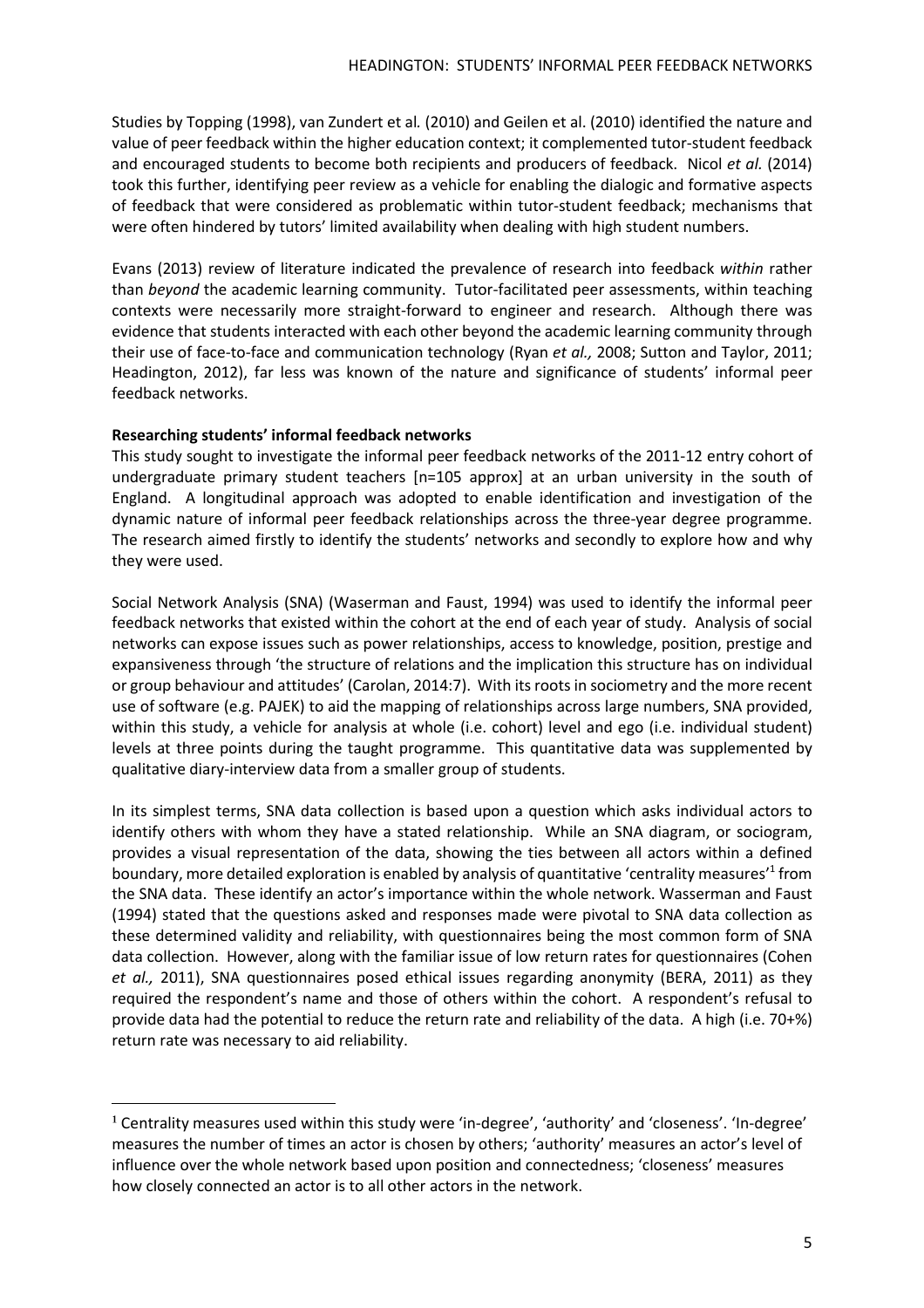Studies by Topping (1998), van Zundert et al*.* (2010) and Geilen et al. (2010) identified the nature and value of peer feedback within the higher education context; it complemented tutor-student feedback and encouraged students to become both recipients and producers of feedback. Nicol *et al.* (2014) took this further, identifying peer review as a vehicle for enabling the dialogic and formative aspects of feedback that were considered as problematic within tutor-student feedback; mechanisms that were often hindered by tutors' limited availability when dealing with high student numbers.

Evans (2013) review of literature indicated the prevalence of research into feedback *within* rather than *beyond* the academic learning community. Tutor-facilitated peer assessments, within teaching contexts were necessarily more straight-forward to engineer and research. Although there was evidence that students interacted with each other beyond the academic learning community through their use of face-to-face and communication technology (Ryan *et al.,* 2008; Sutton and Taylor, 2011; Headington, 2012), far less was known of the nature and significance of students' informal peer feedback networks.

**Researching students' informal feedback networks**

This study sought to investigate the informal peer feedback networks of the 2011-12 entry cohort of undergraduate primary student teachers [n=105 approx] at an urban university in the south of England. A longitudinal approach was adopted to enable identification and investigation of the dynamic nature of informal peer feedback relationships across the three-year degree programme. The research aimed firstly to identify the students' networks and secondly to explore how and why they were used.

Social Network Analysis (SNA) (Waserman and Faust, 1994) was used to identify the informal peer feedback networks that existed within the cohort at the end of each year of study. Analysis of social networks can expose issues such as power relationships, access to knowledge, position, prestige and expansiveness through 'the structure of relations and the implication this structure has on individual or group behaviour and attitudes' (Carolan, 2014:7). With its roots in sociometry and the more recent use of software (e.g. PAJEK) to aid the mapping of relationships across large numbers, SNA provided, within this study, a vehicle for analysis at whole (i.e. cohort) level and ego (i.e. individual student) levels at three points during the taught programme. This quantitative data was supplemented by qualitative diary-interview data from a smaller group of students.

In its simplest terms, SNA data collection is based upon a question which asks individual actors to identify others with whom they have a stated relationship. While an SNA diagram, or sociogram, provides a visual representation of the data, showing the ties between all actors within a defined boundary, more detailed exploration is enabled by analysis of quantitative 'centrality measures'[1] from the SNA data. These identify an actor's importance within the whole network. Wasserman and Faust (1994) stated that the questions asked and responses made were pivotal to SNA data collection as these determined validity and reliability, with questionnaires being the most common form of SNA data collection. However, along with the familiar issue of low return rates for questionnaires (Cohen *et al.,* 2011), SNA questionnaires posed ethical issues regarding anonymity (BERA, 2011) as they required the respondent's name and those of others within the cohort. A respondent's refusal to provide data had the potential to reduce the return rate and reliability of the data. A high (i.e. 70+%) return rate was necessary to aid reliability.

---

[1] Centrality measures used within this study were 'in-degree', 'authority' and 'closeness'. 'In-degree' measures the number of times an actor is chosen by others; 'authority' measures an actor's level of influence over the whole network based upon position and connectedness; 'closeness' measures how closely connected an actor is to all other actors in the network.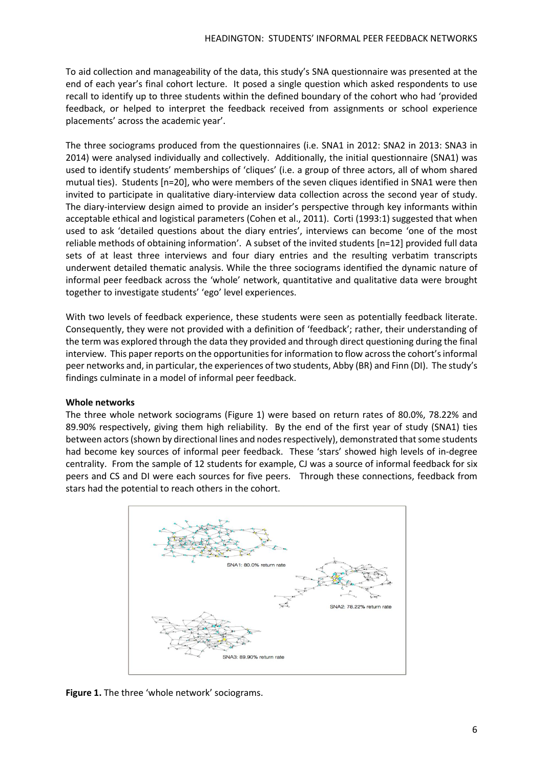To aid collection and manageability of the data, this study's SNA questionnaire was presented at the end of each year's final cohort lecture. It posed a single question which asked respondents to use recall to identify up to three students within the defined boundary of the cohort who had 'provided feedback, or helped to interpret the feedback received from assignments or school experience placements' across the academic year'.

The three sociograms produced from the questionnaires (i.e. SNA1 in 2012: SNA2 in 2013: SNA3 in 2014) were analysed individually and collectively. Additionally, the initial questionnaire (SNA1) was used to identify students' memberships of 'cliques' (i.e. a group of three actors, all of whom shared mutual ties). Students [n=20], who were members of the seven cliques identified in SNA1 were then invited to participate in qualitative diary-interview data collection across the second year of study. The diary-interview design aimed to provide an insider's perspective through key informants within acceptable ethical and logistical parameters (Cohen et al., 2011). Corti (1993:1) suggested that when used to ask 'detailed questions about the diary entries', interviews can become 'one of the most reliable methods of obtaining information'. A subset of the invited students [n=12] provided full data sets of at least three interviews and four diary entries and the resulting verbatim transcripts underwent detailed thematic analysis. While the three sociograms identified the dynamic nature of informal peer feedback across the 'whole' network, quantitative and qualitative data were brought together to investigate students' 'ego' level experiences.

With two levels of feedback experience, these students were seen as potentially feedback literate. Consequently, they were not provided with a definition of 'feedback'; rather, their understanding of the term was explored through the data they provided and through direct questioning during the final interview. This paper reports on the opportunities for information to flow across the cohort's informal peer networks and, in particular, the experiences of two students, Abby (BR) and Finn (DI). The study's findings culminate in a model of informal peer feedback.

**Whole networks**

The three whole network sociograms (Figure 1) were based on return rates of 80.0%, 78.22% and 89.90% respectively, giving them high reliability. By the end of the first year of study (SNA1) ties between actors (shown by directional lines and nodes respectively), demonstrated that some students had become key sources of informal peer feedback. These 'stars' showed high levels of in-degree centrality. From the sample of 12 students for example, CJ was a source of informal feedback for six peers and CS and DI were each sources for five peers. Through these connections, feedback from stars had the potential to reach others in the cohort.

SNA1: 80.0% return rate

SNA2: 78.22% return rate

SNA3: 89.90% return rate

**Figure 1.** The three 'whole network' sociograms.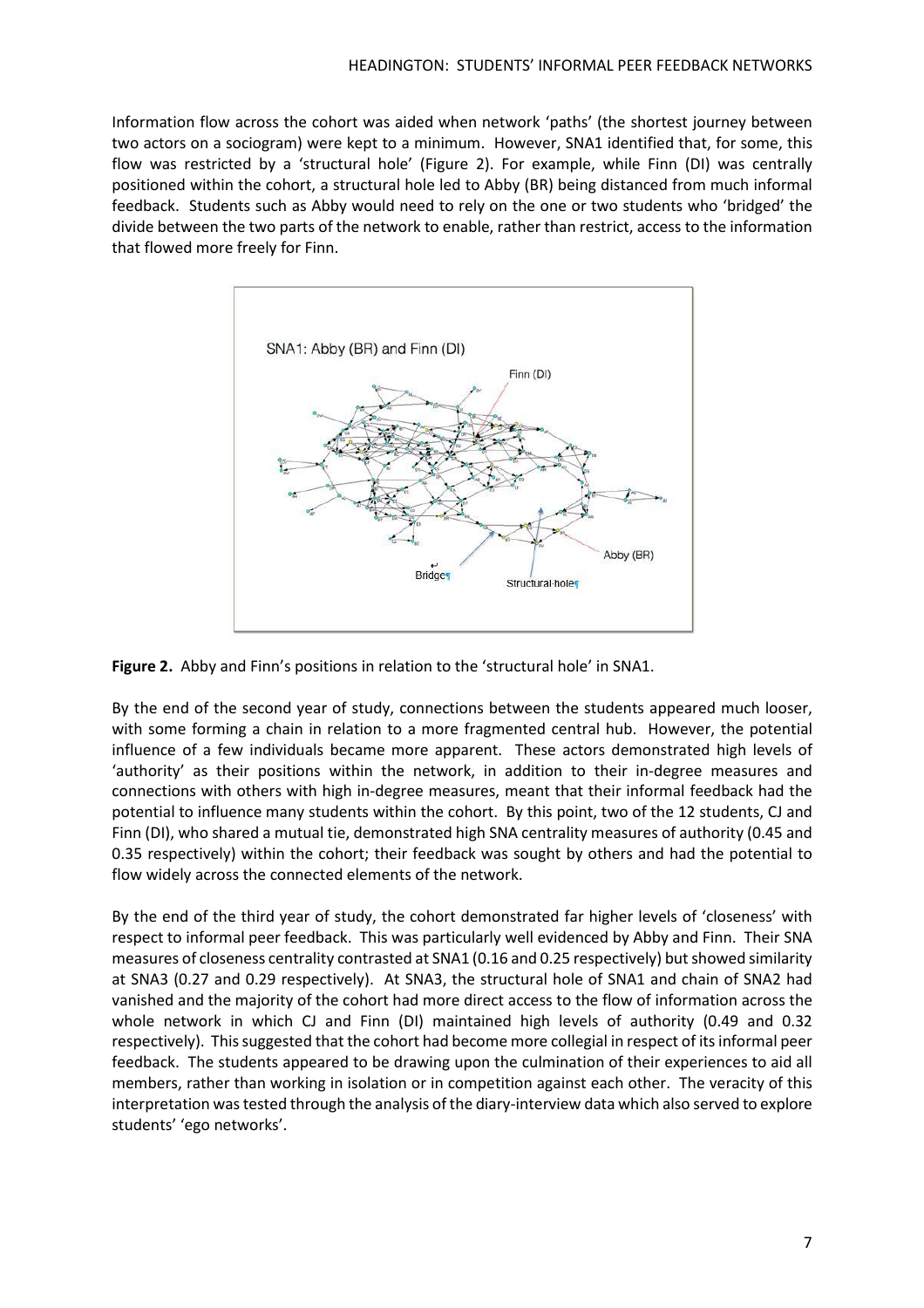Information flow across the cohort was aided when network 'paths' (the shortest journey between two actors on a sociogram) were kept to a minimum. However, SNA1 identified that, for some, this flow was restricted by a 'structural hole' (Figure 2). For example, while Finn (DI) was centrally positioned within the cohort, a structural hole led to Abby (BR) being distanced from much informal feedback. Students such as Abby would need to rely on the one or two students who 'bridged' the divide between the two parts of the network to enable, rather than restrict, access to the information that flowed more freely for Finn.

**Figure 2.** Abby and Finn's positions in relation to the 'structural hole' in SNA1.

By the end of the second year of study, connections between the students appeared much looser, with some forming a chain in relation to a more fragmented central hub. However, the potential influence of a few individuals became more apparent. These actors demonstrated high levels of 'authority' as their positions within the network, in addition to their in-degree measures and connections with others with high in-degree measures, meant that their informal feedback had the potential to influence many students within the cohort. By this point, two of the 12 students, CJ and Finn (DI), who shared a mutual tie, demonstrated high SNA centrality measures of authority (0.45 and 0.35 respectively) within the cohort; their feedback was sought by others and had the potential to flow widely across the connected elements of the network.

By the end of the third year of study, the cohort demonstrated far higher levels of 'closeness' with respect to informal peer feedback. This was particularly well evidenced by Abby and Finn. Their SNA measures of closeness centrality contrasted at SNA1 (0.16 and 0.25 respectively) but showed similarity at SNA3 (0.27 and 0.29 respectively). At SNA3, the structural hole of SNA1 and chain of SNA2 had vanished and the majority of the cohort had more direct access to the flow of information across the whole network in which CJ and Finn (DI) maintained high levels of authority (0.49 and 0.32 respectively). This suggested that the cohort had become more collegial in respect of its informal peer feedback. The students appeared to be drawing upon the culmination of their experiences to aid all members, rather than working in isolation or in competition against each other. The veracity of this interpretation was tested through the analysis of the diary-interview data which also served to explore students' 'ego networks'.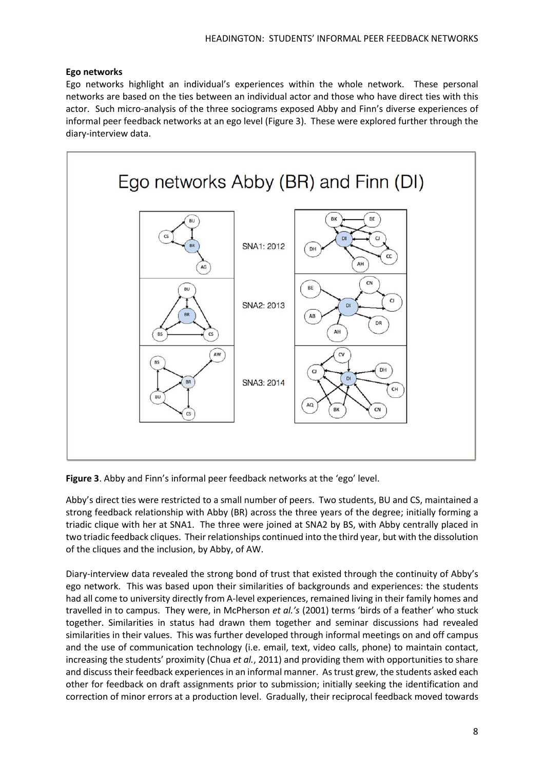**Ego networks**

Ego networks highlight an individual's experiences within the whole network. These personal networks are based on the ties between an individual actor and those who have direct ties with this actor. Such micro-analysis of the three sociograms exposed Abby and Finn's diverse experiences of informal peer feedback networks at an ego level (Figure 3). These were explored further through the diary-interview data.

**Figure 3**. Abby and Finn's informal peer feedback networks at the 'ego' level.

Abby's direct ties were restricted to a small number of peers. Two students, BU and CS, maintained a strong feedback relationship with Abby (BR) across the three years of the degree; initially forming a triadic clique with her at SNA1. The three were joined at SNA2 by BS, with Abby centrally placed in two triadic feedback cliques. Their relationships continued into the third year, but with the dissolution of the cliques and the inclusion, by Abby, of AW.

Diary-interview data revealed the strong bond of trust that existed through the continuity of Abby's ego network. This was based upon their similarities of backgrounds and experiences: the students had all come to university directly from A-level experiences, remained living in their family homes and travelled in to campus. They were, in McPherson *et al.'s* (2001) terms 'birds of a feather' who stuck together. Similarities in status had drawn them together and seminar discussions had revealed similarities in their values. This was further developed through informal meetings on and off campus and the use of communication technology (i.e. email, text, video calls, phone) to maintain contact, increasing the students' proximity (Chua *et al.*, 2011) and providing them with opportunities to share and discuss their feedback experiences in an informal manner. As trust grew, the students asked each other for feedback on draft assignments prior to submission; initially seeking the identification and correction of minor errors at a production level. Gradually, their reciprocal feedback moved towards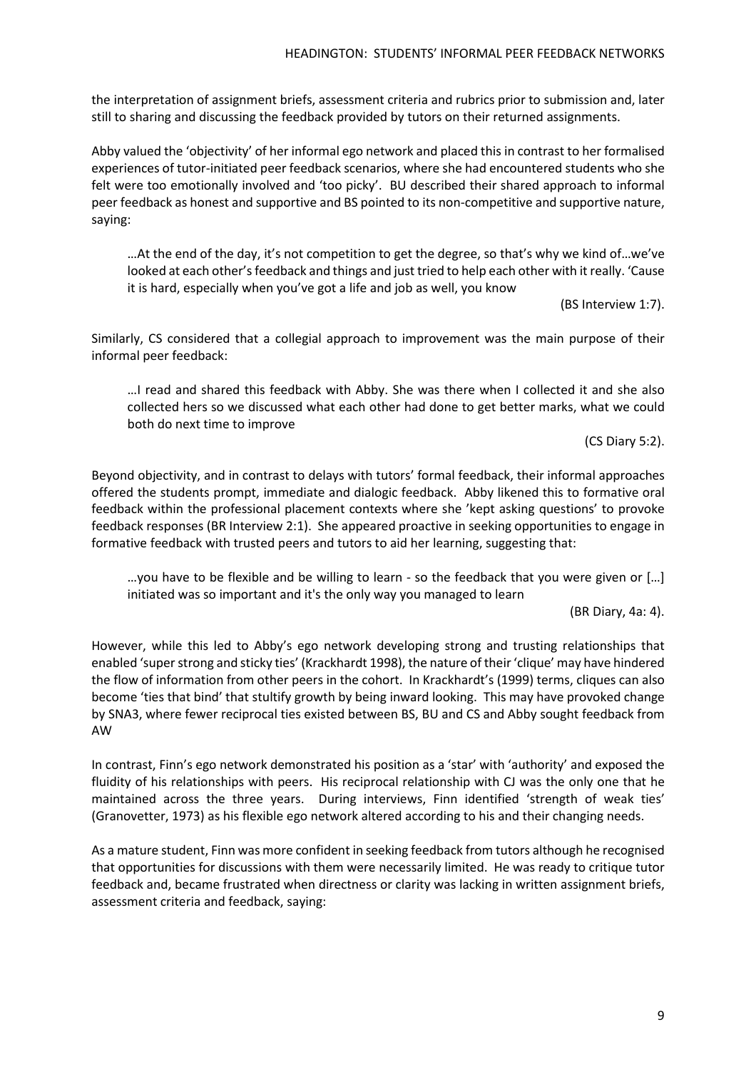the interpretation of assignment briefs, assessment criteria and rubrics prior to submission and, later still to sharing and discussing the feedback provided by tutors on their returned assignments.

Abby valued the 'objectivity' of her informal ego network and placed this in contrast to her formalised experiences of tutor-initiated peer feedback scenarios, where she had encountered students who she felt were too emotionally involved and 'too picky'. BU described their shared approach to informal peer feedback as honest and supportive and BS pointed to its non-competitive and supportive nature, saying:

> …At the end of the day, it's not competition to get the degree, so that's why we kind of…we've looked at each other's feedback and things and just tried to help each other with it really. 'Cause it is hard, especially when you've got a life and job as well, you know
>
> (BS Interview 1:7).

Similarly, CS considered that a collegial approach to improvement was the main purpose of their informal peer feedback:

> …I read and shared this feedback with Abby. She was there when I collected it and she also collected hers so we discussed what each other had done to get better marks, what we could both do next time to improve
>
> (CS Diary 5:2).

Beyond objectivity, and in contrast to delays with tutors' formal feedback, their informal approaches offered the students prompt, immediate and dialogic feedback. Abby likened this to formative oral feedback within the professional placement contexts where she 'kept asking questions' to provoke feedback responses (BR Interview 2:1). She appeared proactive in seeking opportunities to engage in formative feedback with trusted peers and tutors to aid her learning, suggesting that:

> …you have to be flexible and be willing to learn - so the feedback that you were given or […] initiated was so important and it's the only way you managed to learn
>
> (BR Diary, 4a: 4).

However, while this led to Abby's ego network developing strong and trusting relationships that enabled 'super strong and sticky ties' (Krackhardt 1998), the nature of their 'clique' may have hindered the flow of information from other peers in the cohort. In Krackhardt's (1999) terms, cliques can also become 'ties that bind' that stultify growth by being inward looking. This may have provoked change by SNA3, where fewer reciprocal ties existed between BS, BU and CS and Abby sought feedback from AW

In contrast, Finn's ego network demonstrated his position as a 'star' with 'authority' and exposed the fluidity of his relationships with peers. His reciprocal relationship with CJ was the only one that he maintained across the three years. During interviews, Finn identified 'strength of weak ties' (Granovetter, 1973) as his flexible ego network altered according to his and their changing needs.

As a mature student, Finn was more confident in seeking feedback from tutors although he recognised that opportunities for discussions with them were necessarily limited. He was ready to critique tutor feedback and, became frustrated when directness or clarity was lacking in written assignment briefs, assessment criteria and feedback, saying: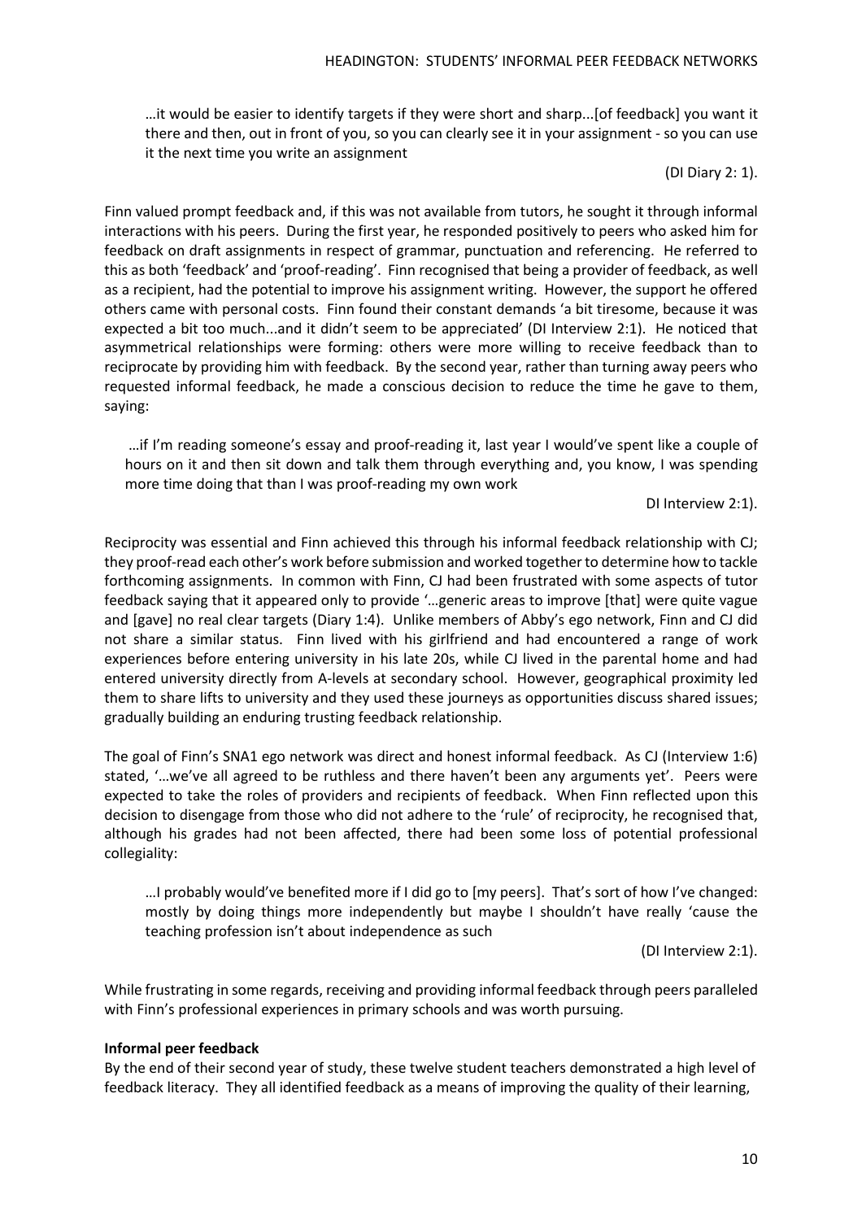> …it would be easier to identify targets if they were short and sharp...[of feedback] you want it there and then, out in front of you, so you can clearly see it in your assignment - so you can use it the next time you write an assignment
>
> (DI Diary 2: 1).

Finn valued prompt feedback and, if this was not available from tutors, he sought it through informal interactions with his peers. During the first year, he responded positively to peers who asked him for feedback on draft assignments in respect of grammar, punctuation and referencing. He referred to this as both 'feedback' and 'proof-reading'. Finn recognised that being a provider of feedback, as well as a recipient, had the potential to improve his assignment writing. However, the support he offered others came with personal costs. Finn found their constant demands 'a bit tiresome, because it was expected a bit too much...and it didn't seem to be appreciated' (DI Interview 2:1). He noticed that asymmetrical relationships were forming: others were more willing to receive feedback than to reciprocate by providing him with feedback. By the second year, rather than turning away peers who requested informal feedback, he made a conscious decision to reduce the time he gave to them, saying:

> …if I'm reading someone's essay and proof-reading it, last year I would've spent like a couple of hours on it and then sit down and talk them through everything and, you know, I was spending more time doing that than I was proof-reading my own work
>
> DI Interview 2:1).

Reciprocity was essential and Finn achieved this through his informal feedback relationship with CJ; they proof-read each other's work before submission and worked together to determine how to tackle forthcoming assignments. In common with Finn, CJ had been frustrated with some aspects of tutor feedback saying that it appeared only to provide '…generic areas to improve [that] were quite vague and [gave] no real clear targets (Diary 1:4). Unlike members of Abby's ego network, Finn and CJ did not share a similar status. Finn lived with his girlfriend and had encountered a range of work experiences before entering university in his late 20s, while CJ lived in the parental home and had entered university directly from A-levels at secondary school. However, geographical proximity led them to share lifts to university and they used these journeys as opportunities discuss shared issues; gradually building an enduring trusting feedback relationship.

The goal of Finn's SNA1 ego network was direct and honest informal feedback. As CJ (Interview 1:6) stated, '…we've all agreed to be ruthless and there haven't been any arguments yet'. Peers were expected to take the roles of providers and recipients of feedback. When Finn reflected upon this decision to disengage from those who did not adhere to the 'rule' of reciprocity, he recognised that, although his grades had not been affected, there had been some loss of potential professional collegiality:

> …I probably would've benefited more if I did go to [my peers]. That's sort of how I've changed: mostly by doing things more independently but maybe I shouldn't have really 'cause the teaching profession isn't about independence as such
>
> (DI Interview 2:1).

While frustrating in some regards, receiving and providing informal feedback through peers paralleled with Finn's professional experiences in primary schools and was worth pursuing.

**Informal peer feedback**

By the end of their second year of study, these twelve student teachers demonstrated a high level of feedback literacy. They all identified feedback as a means of improving the quality of their learning,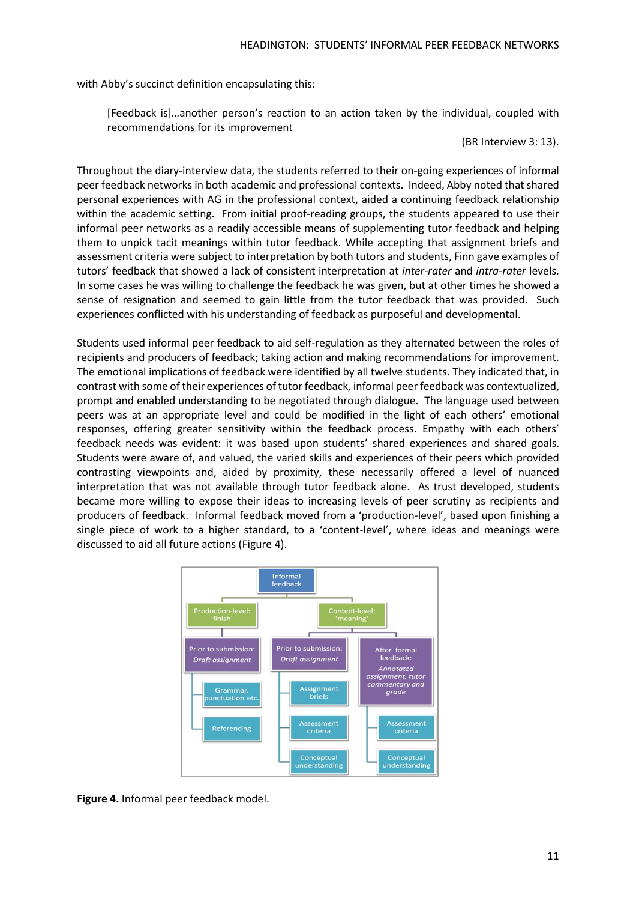with Abby's succinct definition encapsulating this:

> [Feedback is]…another person's reaction to an action taken by the individual, coupled with recommendations for its improvement
>
> (BR Interview 3: 13).

Throughout the diary-interview data, the students referred to their on-going experiences of informal peer feedback networks in both academic and professional contexts. Indeed, Abby noted that shared personal experiences with AG in the professional context, aided a continuing feedback relationship within the academic setting. From initial proof-reading groups, the students appeared to use their informal peer networks as a readily accessible means of supplementing tutor feedback and helping them to unpick tacit meanings within tutor feedback. While accepting that assignment briefs and assessment criteria were subject to interpretation by both tutors and students, Finn gave examples of tutors' feedback that showed a lack of consistent interpretation at *inter-rater* and *intra-rater* levels. In some cases he was willing to challenge the feedback he was given, but at other times he showed a sense of resignation and seemed to gain little from the tutor feedback that was provided. Such experiences conflicted with his understanding of feedback as purposeful and developmental.

Students used informal peer feedback to aid self-regulation as they alternated between the roles of recipients and producers of feedback; taking action and making recommendations for improvement. The emotional implications of feedback were identified by all twelve students. They indicated that, in contrast with some of their experiences of tutor feedback, informal peer feedback was contextualized, prompt and enabled understanding to be negotiated through dialogue. The language used between peers was at an appropriate level and could be modified in the light of each others' emotional responses, offering greater sensitivity within the feedback process. Empathy with each others' feedback needs was evident: it was based upon students' shared experiences and shared goals. Students were aware of, and valued, the varied skills and experiences of their peers which provided contrasting viewpoints and, aided by proximity, these necessarily offered a level of nuanced interpretation that was not available through tutor feedback alone. As trust developed, students became more willing to expose their ideas to increasing levels of peer scrutiny as recipients and producers of feedback. Informal feedback moved from a 'production-level', based upon finishing a single piece of work to a higher standard, to a 'content-level', where ideas and meanings were discussed to aid all future actions (Figure 4).

- Informal feedback
  - Production-level: 'finish'
    - Prior to submission: *Draft assignment*
      - Grammar, punctuation etc.
      - Referencing
  - Content-level: 'meaning'
    - Prior to submission: *Draft assignment*
      - Assignment briefs
      - Assessment criteria
      - Conceptual understanding
    - After formal feedback: *Annotated assignment, tutor commentary and grade*
      - Assessment criteria
      - Conceptual understanding

**Figure 4.** Informal peer feedback model.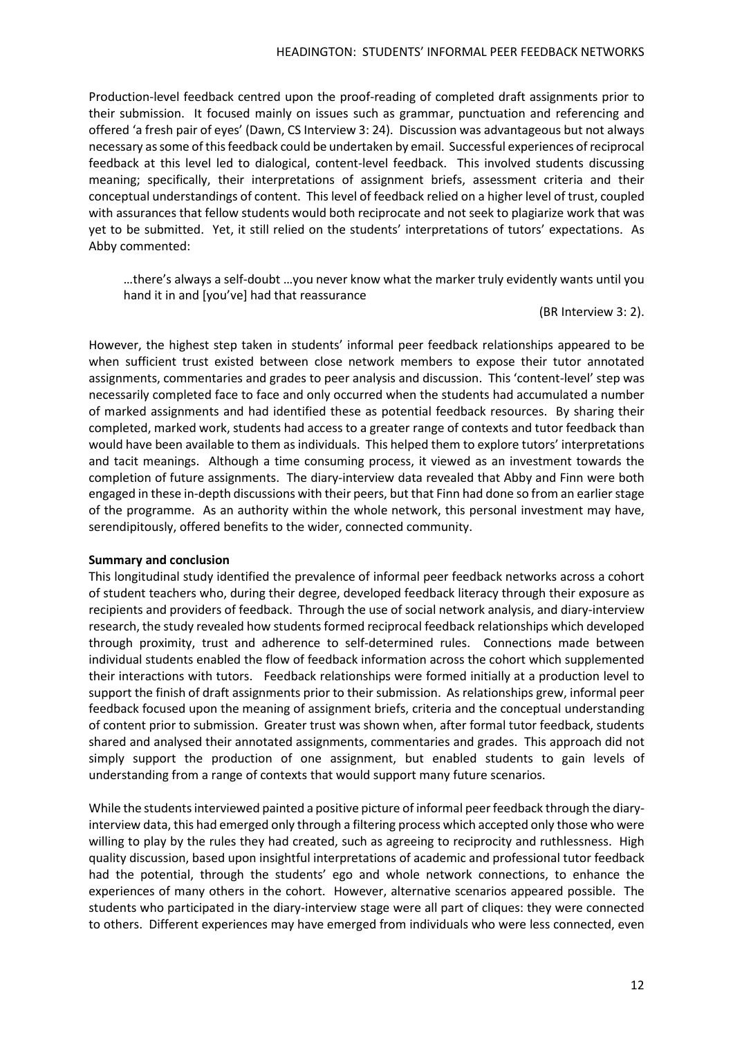Production-level feedback centred upon the proof-reading of completed draft assignments prior to their submission. It focused mainly on issues such as grammar, punctuation and referencing and offered 'a fresh pair of eyes' (Dawn, CS Interview 3: 24). Discussion was advantageous but not always necessary as some of this feedback could be undertaken by email. Successful experiences of reciprocal feedback at this level led to dialogical, content-level feedback. This involved students discussing meaning; specifically, their interpretations of assignment briefs, assessment criteria and their conceptual understandings of content. This level of feedback relied on a higher level of trust, coupled with assurances that fellow students would both reciprocate and not seek to plagiarize work that was yet to be submitted. Yet, it still relied on the students' interpretations of tutors' expectations. As Abby commented:

> …there's always a self-doubt …you never know what the marker truly evidently wants until you hand it in and [you've] had that reassurance
>
> (BR Interview 3: 2).

However, the highest step taken in students' informal peer feedback relationships appeared to be when sufficient trust existed between close network members to expose their tutor annotated assignments, commentaries and grades to peer analysis and discussion. This 'content-level' step was necessarily completed face to face and only occurred when the students had accumulated a number of marked assignments and had identified these as potential feedback resources. By sharing their completed, marked work, students had access to a greater range of contexts and tutor feedback than would have been available to them as individuals. This helped them to explore tutors' interpretations and tacit meanings. Although a time consuming process, it viewed as an investment towards the completion of future assignments. The diary-interview data revealed that Abby and Finn were both engaged in these in-depth discussions with their peers, but that Finn had done so from an earlier stage of the programme. As an authority within the whole network, this personal investment may have, serendipitously, offered benefits to the wider, connected community.

**Summary and conclusion**

This longitudinal study identified the prevalence of informal peer feedback networks across a cohort of student teachers who, during their degree, developed feedback literacy through their exposure as recipients and providers of feedback. Through the use of social network analysis, and diary-interview research, the study revealed how students formed reciprocal feedback relationships which developed through proximity, trust and adherence to self-determined rules. Connections made between individual students enabled the flow of feedback information across the cohort which supplemented their interactions with tutors. Feedback relationships were formed initially at a production level to support the finish of draft assignments prior to their submission. As relationships grew, informal peer feedback focused upon the meaning of assignment briefs, criteria and the conceptual understanding of content prior to submission. Greater trust was shown when, after formal tutor feedback, students shared and analysed their annotated assignments, commentaries and grades. This approach did not simply support the production of one assignment, but enabled students to gain levels of understanding from a range of contexts that would support many future scenarios.

While the students interviewed painted a positive picture of informal peer feedback through the diary-interview data, this had emerged only through a filtering process which accepted only those who were willing to play by the rules they had created, such as agreeing to reciprocity and ruthlessness. High quality discussion, based upon insightful interpretations of academic and professional tutor feedback had the potential, through the students' ego and whole network connections, to enhance the experiences of many others in the cohort. However, alternative scenarios appeared possible. The students who participated in the diary-interview stage were all part of cliques: they were connected to others. Different experiences may have emerged from individuals who were less connected, even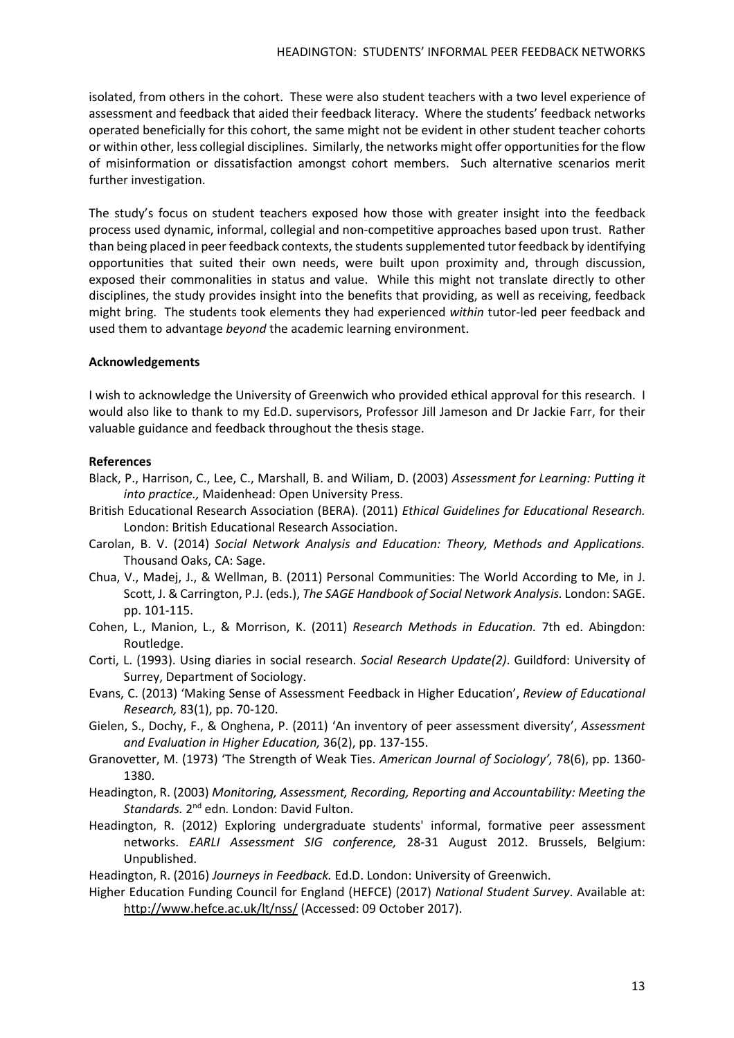isolated, from others in the cohort. These were also student teachers with a two level experience of assessment and feedback that aided their feedback literacy. Where the students' feedback networks operated beneficially for this cohort, the same might not be evident in other student teacher cohorts or within other, less collegial disciplines. Similarly, the networks might offer opportunities for the flow of misinformation or dissatisfaction amongst cohort members. Such alternative scenarios merit further investigation.

The study's focus on student teachers exposed how those with greater insight into the feedback process used dynamic, informal, collegial and non-competitive approaches based upon trust. Rather than being placed in peer feedback contexts, the students supplemented tutor feedback by identifying opportunities that suited their own needs, were built upon proximity and, through discussion, exposed their commonalities in status and value. While this might not translate directly to other disciplines, the study provides insight into the benefits that providing, as well as receiving, feedback might bring. The students took elements they had experienced *within* tutor-led peer feedback and used them to advantage *beyond* the academic learning environment.

**Acknowledgements**

I wish to acknowledge the University of Greenwich who provided ethical approval for this research. I would also like to thank to my Ed.D. supervisors, Professor Jill Jameson and Dr Jackie Farr, for their valuable guidance and feedback throughout the thesis stage.

**References**

Black, P., Harrison, C., Lee, C., Marshall, B. and Wiliam, D. (2003) *Assessment for Learning: Putting it into practice.,* Maidenhead: Open University Press.

British Educational Research Association (BERA). (2011) *Ethical Guidelines for Educational Research.* London: British Educational Research Association.

Carolan, B. V. (2014) *Social Network Analysis and Education: Theory, Methods and Applications.* Thousand Oaks, CA: Sage.

Chua, V., Madej, J., & Wellman, B. (2011) Personal Communities: The World According to Me, in J. Scott, J. & Carrington, P.J. (eds.), *The SAGE Handbook of Social Network Analysis.* London: SAGE. pp. 101-115.

Cohen, L., Manion, L., & Morrison, K. (2011) *Research Methods in Education.* 7th ed. Abingdon: Routledge.

Corti, L. (1993). Using diaries in social research. *Social Research Update(2)*. Guildford: University of Surrey, Department of Sociology.

Evans, C. (2013) 'Making Sense of Assessment Feedback in Higher Education', *Review of Educational Research,* 83(1), pp. 70-120.

Gielen, S., Dochy, F., & Onghena, P. (2011) 'An inventory of peer assessment diversity', *Assessment and Evaluation in Higher Education,* 36(2), pp. 137-155.

Granovetter, M. (1973) 'The Strength of Weak Ties. *American Journal of Sociology',* 78(6), pp. 1360-1380.

Headington, R. (2003) *Monitoring, Assessment, Recording, Reporting and Accountability: Meeting the Standards.* 2nd edn*.* London: David Fulton.

Headington, R. (2012) Exploring undergraduate students' informal, formative peer assessment networks. *EARLI Assessment SIG conference,* 28-31 August 2012. Brussels, Belgium: Unpublished.

Headington, R. (2016) *Journeys in Feedback.* Ed.D. London: University of Greenwich.

Higher Education Funding Council for England (HEFCE) (2017) *National Student Survey*. Available at: http://www.hefce.ac.uk/lt/nss/ (Accessed: 09 October 2017).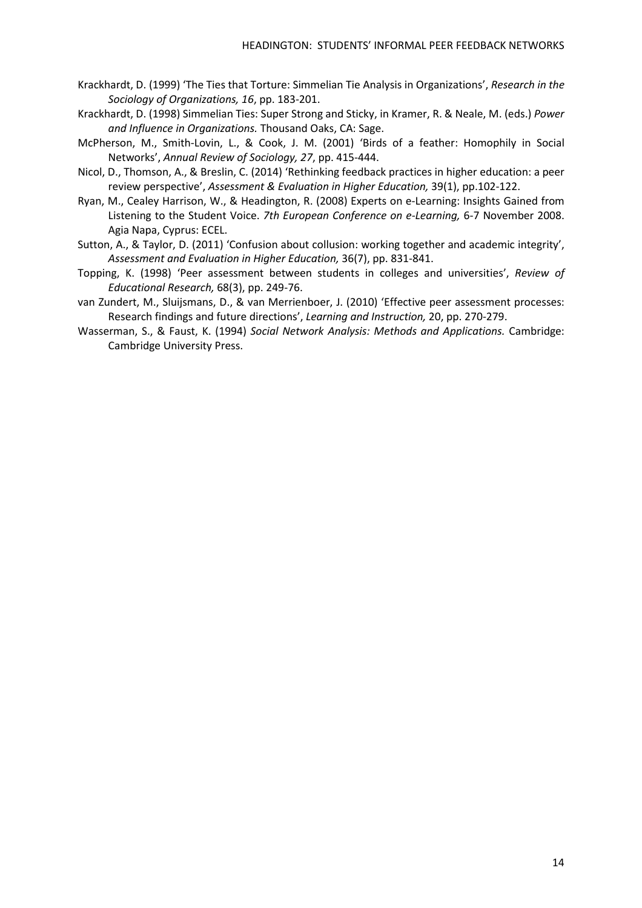Krackhardt, D. (1999) 'The Ties that Torture: Simmelian Tie Analysis in Organizations', *Research in the Sociology of Organizations, 16*, pp. 183-201.

Krackhardt, D. (1998) Simmelian Ties: Super Strong and Sticky, in Kramer, R. & Neale, M. (eds.) *Power and Influence in Organizations.* Thousand Oaks, CA: Sage.

McPherson, M., Smith-Lovin, L., & Cook, J. M. (2001) 'Birds of a feather: Homophily in Social Networks', *Annual Review of Sociology, 27*, pp. 415-444.

Nicol, D., Thomson, A., & Breslin, C. (2014) 'Rethinking feedback practices in higher education: a peer review perspective', *Assessment & Evaluation in Higher Education,* 39(1), pp.102-122.

Ryan, M., Cealey Harrison, W., & Headington, R. (2008) Experts on e-Learning: Insights Gained from Listening to the Student Voice. *7th European Conference on e-Learning,* 6-7 November 2008. Agia Napa, Cyprus: ECEL.

Sutton, A., & Taylor, D. (2011) 'Confusion about collusion: working together and academic integrity', *Assessment and Evaluation in Higher Education,* 36(7), pp. 831-841.

Topping, K. (1998) 'Peer assessment between students in colleges and universities', *Review of Educational Research,* 68(3), pp. 249-76.

van Zundert, M., Sluijsmans, D., & van Merrienboer, J. (2010) 'Effective peer assessment processes: Research findings and future directions', *Learning and Instruction,* 20, pp. 270-279.

Wasserman, S., & Faust, K. (1994) *Social Network Analysis: Methods and Applications.* Cambridge: Cambridge University Press.